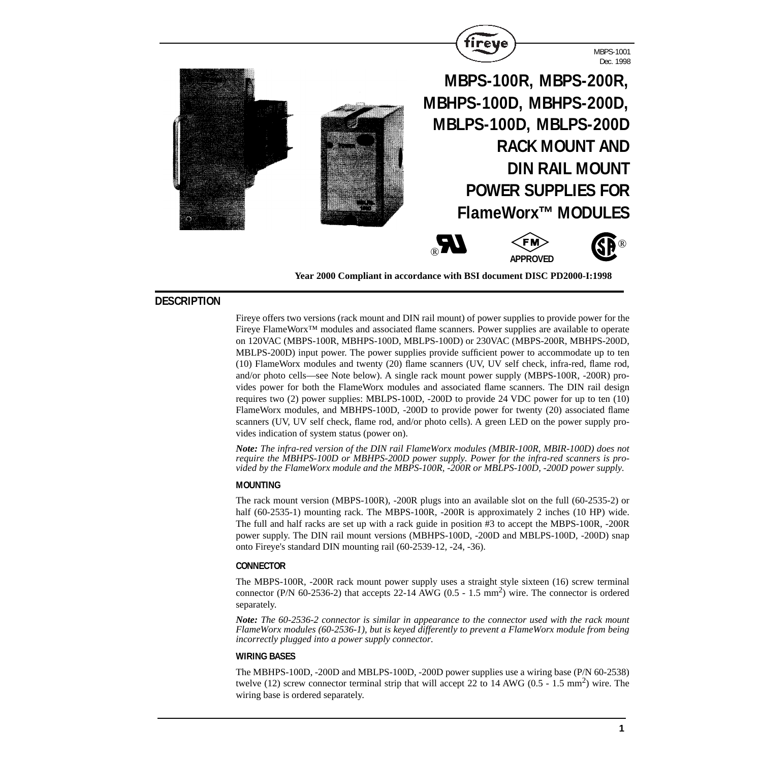MBPS-1001
Dec. 1998

# MBPS-100R, MBPS-200R, MBHPS-100D, MBHPS-200D, MBLPS-100D, MBLPS-200D RACK MOUNT AND DIN RAIL MOUNT POWER SUPPLIES FOR FlameWorx™ MODULES

APPROVED

**Year 2000 Compliant in accordance with BSI document DISC PD2000-I:1998**

## DESCRIPTION

Fireye offers two versions (rack mount and DIN rail mount) of power supplies to provide power for the Fireye FlameWorx™ modules and associated flame scanners. Power supplies are available to operate on 120VAC (MBPS-100R, MBHPS-100D, MBLPS-100D) or 230VAC (MBPS-200R, MBHPS-200D, MBLPS-200D) input power. The power supplies provide sufficient power to accommodate up to ten (10) FlameWorx modules and twenty (20) flame scanners (UV, UV self check, infra-red, flame rod, and/or photo cells—see Note below). A single rack mount power supply (MBPS-100R, -200R) provides power for both the FlameWorx modules and associated flame scanners. The DIN rail design requires two (2) power supplies: MBLPS-100D, -200D to provide 24 VDC power for up to ten (10) FlameWorx modules, and MBHPS-100D, -200D to provide power for twenty (20) associated flame scanners (UV, UV self check, flame rod, and/or photo cells). A green LED on the power supply provides indication of system status (power on).

***Note:*** *The infra-red version of the DIN rail FlameWorx modules (MBIR-100R, MBIR-100D) does not require the MBHPS-100D or MBHPS-200D power supply. Power for the infra-red scanners is provided by the FlameWorx module and the MBPS-100R, -200R or MBLPS-100D, -200D power supply.*

### MOUNTING

The rack mount version (MBPS-100R), -200R plugs into an available slot on the full (60-2535-2) or half (60-2535-1) mounting rack. The MBPS-100R, -200R is approximately 2 inches (10 HP) wide. The full and half racks are set up with a rack guide in position #3 to accept the MBPS-100R, -200R power supply. The DIN rail mount versions (MBHPS-100D, -200D and MBLPS-100D, -200D) snap onto Fireye's standard DIN mounting rail (60-2539-12, -24, -36).

### CONNECTOR

The MBPS-100R, -200R rack mount power supply uses a straight style sixteen (16) screw terminal connector (P/N 60-2536-2) that accepts 22-14 AWG (0.5 - 1.5 $mm^2$) wire. The connector is ordered separately.

***Note:*** *The 60-2536-2 connector is similar in appearance to the connector used with the rack mount FlameWorx modules (60-2536-1), but is keyed differently to prevent a FlameWorx module from being incorrectly plugged into a power supply connector.*

### WIRING BASES

The MBHPS-100D, -200D and MBLPS-100D, -200D power supplies use a wiring base (P/N 60-2538) twelve (12) screw connector terminal strip that will accept 22 to 14 AWG (0.5 - 1.5 $mm^2$) wire. The wiring base is ordered separately.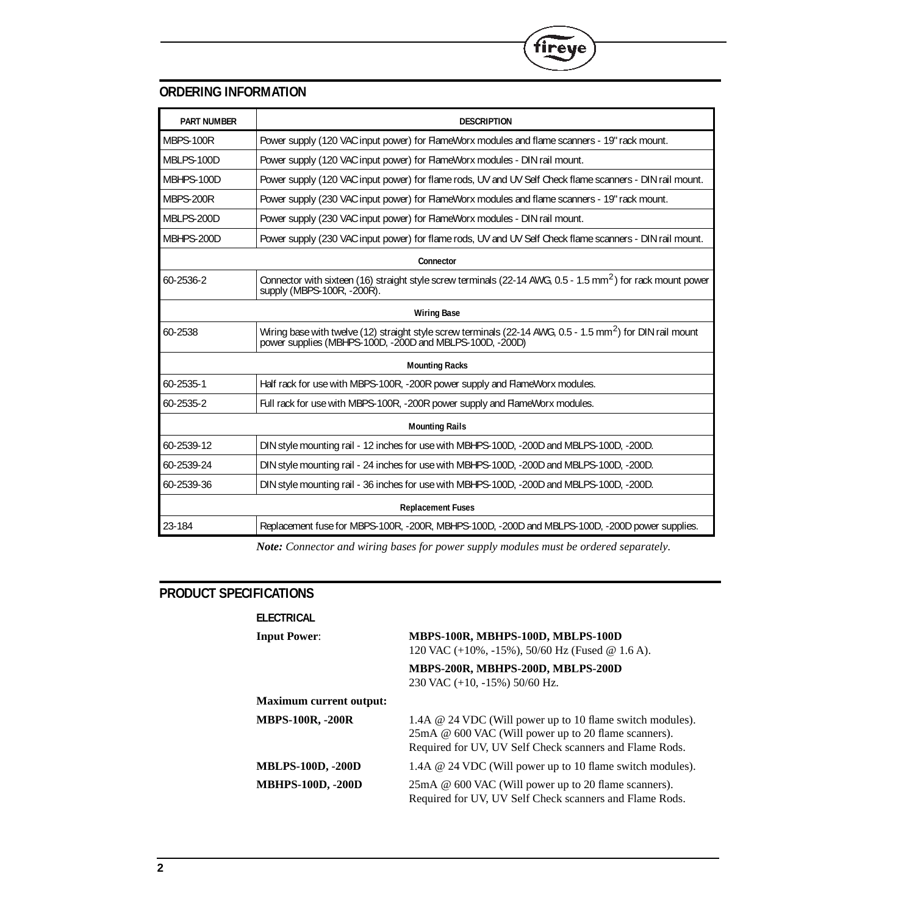## ORDERING INFORMATION

| PART NUMBER | DESCRIPTION |
|---|---|
| MBPS-100R | Power supply (120 VAC input power) for FlameWorx modules and flame scanners - 19" rack mount. |
| MBLPS-100D | Power supply (120 VAC input power) for FlameWorx modules - DIN rail mount. |
| MBHPS-100D | Power supply (120 VAC input power) for flame rods, UV and UV Self Check flame scanners - DIN rail mount. |
| MBPS-200R | Power supply (230 VAC input power) for FlameWorx modules and flame scanners - 19" rack mount. |
| MBLPS-200D | Power supply (230 VAC input power) for FlameWorx modules - DIN rail mount. |
| MBHPS-200D | Power supply (230 VAC input power) for flame rods, UV and UV Self Check flame scanners - DIN rail mount. |
| **Connector** | |
| 60-2536-2 | Connector with sixteen (16) straight style screw terminals (22-14 AWG, 0.5 - 1.5 $mm^2$) for rack mount power supply (MBPS-100R, -200R). |
| **Wiring Base** | |
| 60-2538 | Wiring base with twelve (12) straight style screw terminals (22-14 AWG, 0.5 - 1.5 $mm^2$) for DIN rail mount power supplies (MBHPS-100D, -200D and MBLPS-100D, -200D) |
| **Mounting Racks** | |
| 60-2535-1 | Half rack for use with MBPS-100R, -200R power supply and FlameWorx modules. |
| 60-2535-2 | Full rack for use with MBPS-100R, -200R power supply and FlameWorx modules. |
| **Mounting Rails** | |
| 60-2539-12 | DIN style mounting rail - 12 inches for use with MBHPS-100D, -200D and MBLPS-100D, -200D. |
| 60-2539-24 | DIN style mounting rail - 24 inches for use with MBHPS-100D, -200D and MBLPS-100D, -200D. |
| 60-2539-36 | DIN style mounting rail - 36 inches for use with MBHPS-100D, -200D and MBLPS-100D, -200D. |
| **Replacement Fuses** | |
| 23-184 | Replacement fuse for MBPS-100R, -200R, MBHPS-100D, -200D and MBLPS-100D, -200D power supplies. |

***Note:*** *Connector and wiring bases for power supply modules must be ordered separately.*

## PRODUCT SPECIFICATIONS

### ELECTRICAL

**Input Power**:

**MBPS-100R, MBHPS-100D, MBLPS-100D**
120 VAC (+10%, -15%), 50/60 Hz (Fused @ 1.6 A).

**MBPS-200R, MBHPS-200D, MBLPS-200D**
230 VAC (+10, -15%) 50/60 Hz.

**Maximum current output:**

**MBPS-100R, -200R**
1.4A @ 24 VDC (Will power up to 10 flame switch modules).
25mA @ 600 VAC (Will power up to 20 flame scanners).
Required for UV, UV Self Check scanners and Flame Rods.

**MBLPS-100D, -200D**
1.4A @ 24 VDC (Will power up to 10 flame switch modules).

**MBHPS-100D, -200D**
25mA @ 600 VAC (Will power up to 20 flame scanners).
Required for UV, UV Self Check scanners and Flame Rods.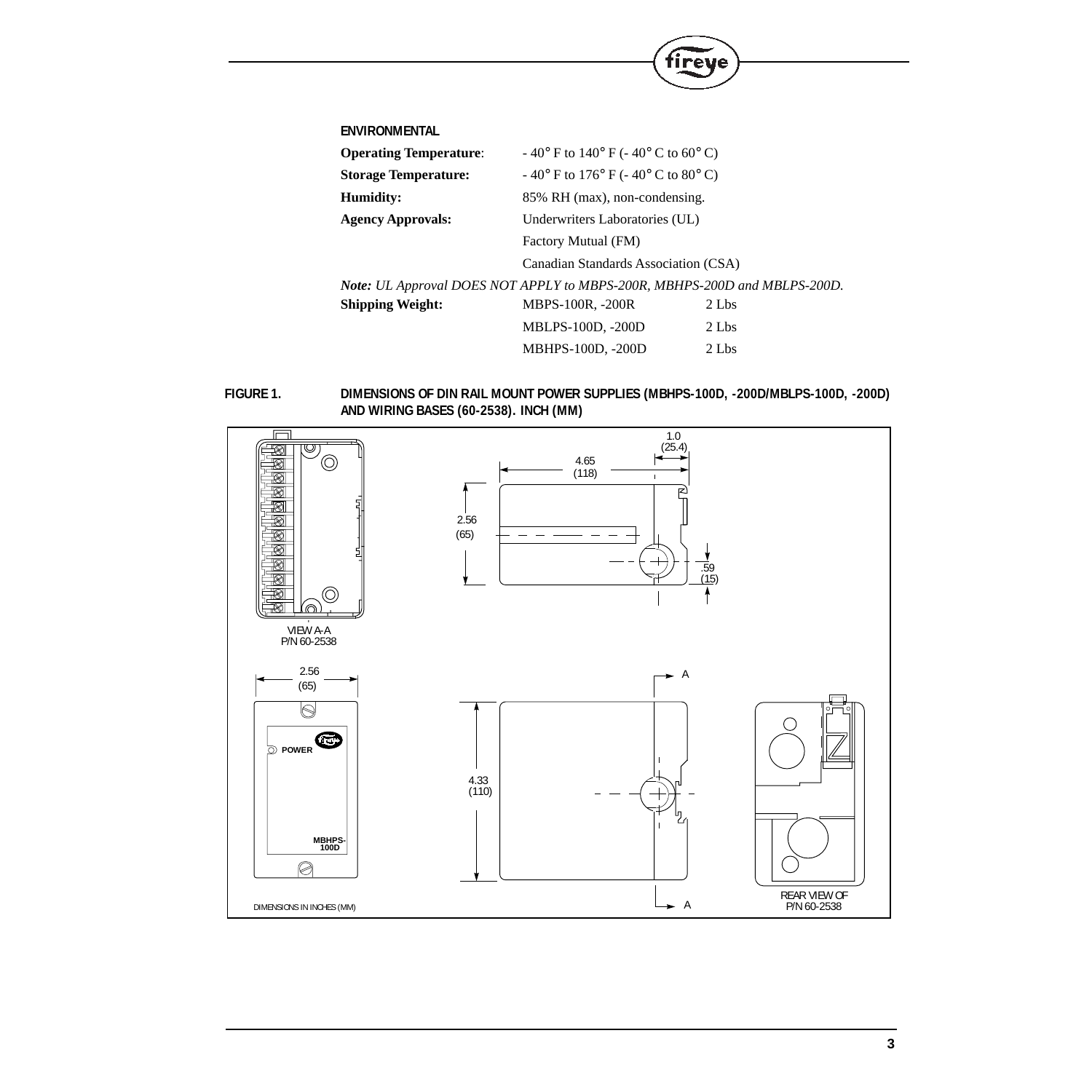## ENVIRONMENTAL

| | | |
|---|---|---|
| **Operating Temperature**: | - 40° F to 140° F (- 40° C to 60° C) | |
| **Storage Temperature:** | - 40° F to 176° F (- 40° C to 80° C) | |
| **Humidity:** | 85% RH (max), non-condensing. | |
| **Agency Approvals:** | Underwriters Laboratories (UL) | |
| | Factory Mutual (FM) | |
| | Canadian Standards Association (CSA) | |

***Note:*** *UL Approval DOES NOT APPLY to MBPS-200R, MBHPS-200D and MBLPS-200D.*

| | | |
|---|---|---|
| **Shipping Weight:** | MBPS-100R, -200R | 2 Lbs |
| | MBLPS-100D, -200D | 2 Lbs |
| | MBHPS-100D, -200D | 2 Lbs |

**FIGURE 1. DIMENSIONS OF DIN RAIL MOUNT POWER SUPPLIES (MBHPS-100D, -200D/MBLPS-100D, -200D) AND WIRING BASES (60-2538). INCH (MM)**

VIEW A-A
P/N 60-2538

1.0 (25.4)
4.65 (118)
2.56 (65)
.59 (15)

2.56 (65)
POWER
MBHPS-100D

4.33 (110)

A
A

REAR VIEW OF P/N 60-2538

DIMENSIONS IN INCHES (MM)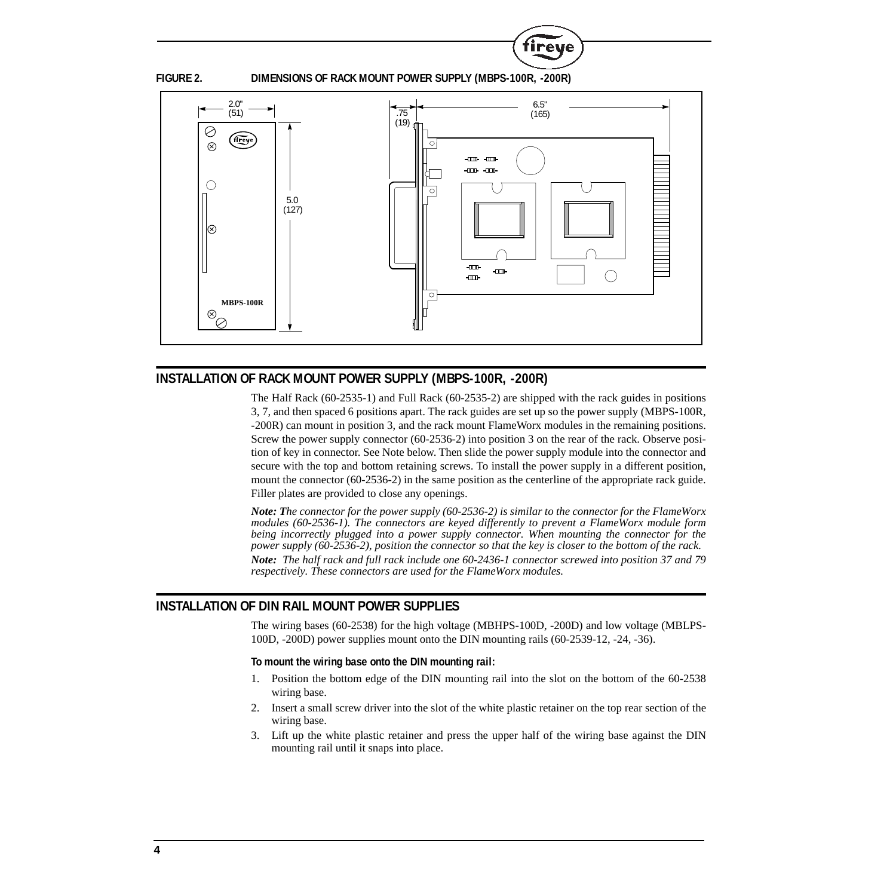**FIGURE 2. DIMENSIONS OF RACK MOUNT POWER SUPPLY (MBPS-100R, -200R)**

## INSTALLATION OF RACK MOUNT POWER SUPPLY (MBPS-100R, -200R)

The Half Rack (60-2535-1) and Full Rack (60-2535-2) are shipped with the rack guides in positions 3, 7, and then spaced 6 positions apart. The rack guides are set up so the power supply (MBPS-100R, -200R) can mount in position 3, and the rack mount FlameWorx modules in the remaining positions. Screw the power supply connector (60-2536-2) into position 3 on the rear of the rack. Observe position of key in connector. See Note below. Then slide the power supply module into the connector and secure with the top and bottom retaining screws. To install the power supply in a different position, mount the connector (60-2536-2) in the same position as the centerline of the appropriate rack guide. Filler plates are provided to close any openings.

***Note: T****he connector for the power supply (60-2536-2) is similar to the connector for the FlameWorx modules (60-2536-1). The connectors are keyed differently to prevent a FlameWorx module form being incorrectly plugged into a power supply connector. When mounting the connector for the power supply (60-2536-2), position the connector so that the key is closer to the bottom of the rack.*

***Note:*** *The half rack and full rack include one 60-2436-1 connector screwed into position 37 and 79 respectively. These connectors are used for the FlameWorx modules.*

## INSTALLATION OF DIN RAIL MOUNT POWER SUPPLIES

The wiring bases (60-2538) for the high voltage (MBHPS-100D, -200D) and low voltage (MBLPS-100D, -200D) power supplies mount onto the DIN mounting rails (60-2539-12, -24, -36).

**To mount the wiring base onto the DIN mounting rail:**

1. Position the bottom edge of the DIN mounting rail into the slot on the bottom of the 60-2538 wiring base.
2. Insert a small screw driver into the slot of the white plastic retainer on the top rear section of the wiring base.
3. Lift up the white plastic retainer and press the upper half of the wiring base against the DIN mounting rail until it snaps into place.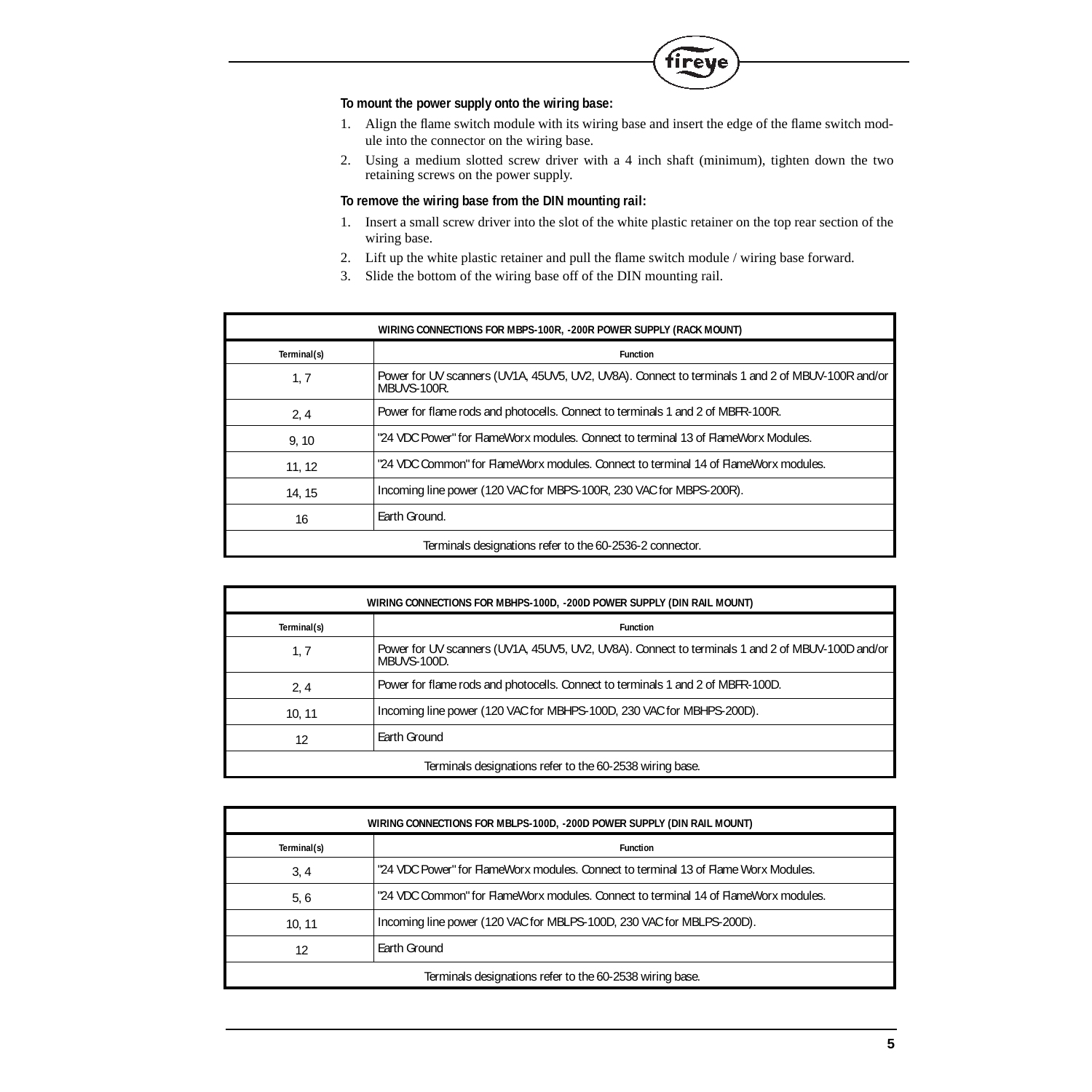**To mount the power supply onto the wiring base:**

1. Align the flame switch module with its wiring base and insert the edge of the flame switch module into the connector on the wiring base.
2. Using a medium slotted screw driver with a 4 inch shaft (minimum), tighten down the two retaining screws on the power supply.

**To remove the wiring base from the DIN mounting rail:**

1. Insert a small screw driver into the slot of the white plastic retainer on the top rear section of the wiring base.
2. Lift up the white plastic retainer and pull the flame switch module / wiring base forward.
3. Slide the bottom of the wiring base off of the DIN mounting rail.

| WIRING CONNECTIONS FOR MBPS-100R, -200R POWER SUPPLY (RACK MOUNT) | |
|---|---|
| **Terminal(s)** | **Function** |
| 1, 7 | Power for UV scanners (UV1A, 45UV5, UV2, UV8A). Connect to terminals 1 and 2 of MBUV-100R and/or MBUVS-100R. |
| 2, 4 | Power for flame rods and photocells. Connect to terminals 1 and 2 of MBFR-100R. |
| 9, 10 | "24 VDC Power" for FlameWorx modules. Connect to terminal 13 of FlameWorx Modules. |
| 11, 12 | "24 VDC Common" for FlameWorx modules. Connect to terminal 14 of FlameWorx modules. |
| 14, 15 | Incoming line power (120 VAC for MBPS-100R, 230 VAC for MBPS-200R). |
| 16 | Earth Ground. |
| Terminals designations refer to the 60-2536-2 connector. | |

| WIRING CONNECTIONS FOR MBHPS-100D, -200D POWER SUPPLY (DIN RAIL MOUNT) | |
|---|---|
| **Terminal(s)** | **Function** |
| 1, 7 | Power for UV scanners (UV1A, 45UV5, UV2, UV8A). Connect to terminals 1 and 2 of MBUV-100D and/or MBUVS-100D. |
| 2, 4 | Power for flame rods and photocells. Connect to terminals 1 and 2 of MBFR-100D. |
| 10, 11 | Incoming line power (120 VAC for MBHPS-100D, 230 VAC for MBHPS-200D). |
| 12 | Earth Ground |
| Terminals designations refer to the 60-2538 wiring base. | |

| WIRING CONNECTIONS FOR MBLPS-100D, -200D POWER SUPPLY (DIN RAIL MOUNT) | |
|---|---|
| **Terminal(s)** | **Function** |
| 3, 4 | "24 VDC Power" for FlameWorx modules. Connect to terminal 13 of Flame Worx Modules. |
| 5, 6 | "24 VDC Common" for FlameWorx modules. Connect to terminal 14 of FlameWorx modules. |
| 10, 11 | Incoming line power (120 VAC for MBLPS-100D, 230 VAC for MBLPS-200D). |
| 12 | Earth Ground |
| Terminals designations refer to the 60-2538 wiring base. | |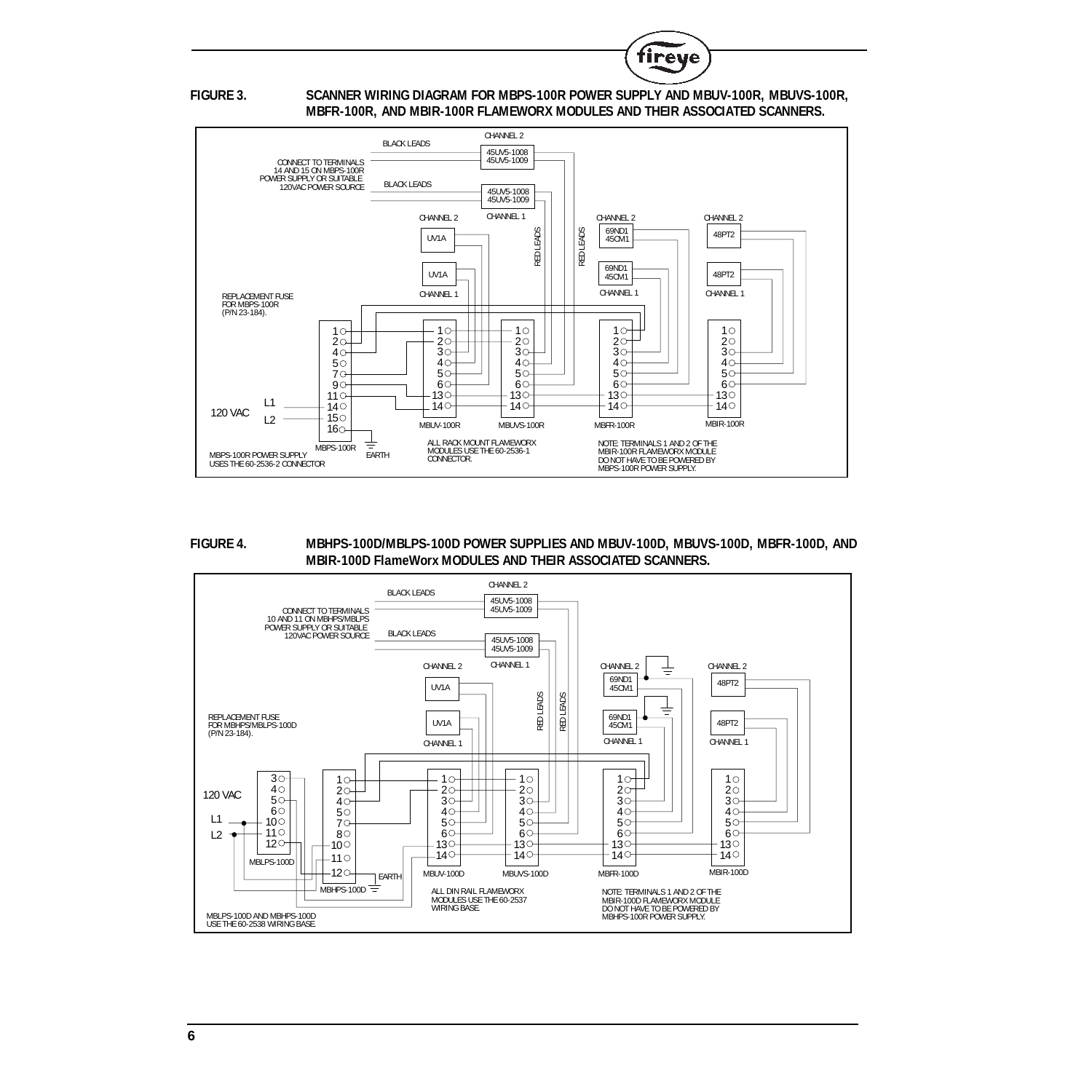**FIGURE 3. SCANNER WIRING DIAGRAM FOR MBPS-100R POWER SUPPLY AND MBUV-100R, MBUVS-100R, MBFR-100R, AND MBIR-100R FLAMEWORX MODULES AND THEIR ASSOCIATED SCANNERS.**

CHANNEL 2

BLACK LEADS

45UV5-1008
45UV5-1009

CONNECT TO TERMINALS 14 AND 15 ON MBPS-100R POWER SUPPLY OR SUITABLE 120VAC POWER SOURCE

BLACK LEADS

45UV5-1008
45UV5-1009

CHANNEL 2 CHANNEL 1 RED LEADS RED LEADS CHANNEL 2 CHANNEL 2

UV1A 69ND1 45CM1 48PT2

UV1A 69ND1 45CM1 48PT2

CHANNEL 1 CHANNEL 1 CHANNEL 1

REPLACEMENT FUSE FOR MBPS-100R (P/N 23-184).

120 VAC L1 L2

MBPS-100R: 1, 2, 4, 5, 7, 9, 11, 14, 15, 16

MBUV-100R: 1, 2, 3, 4, 5, 6, 13, 14

MBUVS-100R: 1, 2, 3, 4, 5, 6, 13, 14

MBFR-100R: 1, 2, 3, 4, 5, 6, 13, 14

MBIR-100R: 1, 2, 3, 4, 5, 6, 13, 14

EARTH

MBPS-100R POWER SUPPLY USES THE 60-2536-2 CONNECTOR

ALL RACK MOUNT FLAMEWORX MODULES USE THE 60-2536-1 CONNECTOR.

NOTE: TERMINALS 1 AND 2 OF THE MBIR-100R FLAMEWORX MODULE DO NOT HAVE TO BE POWERED BY MBPS-100R POWER SUPPLY.

**FIGURE 4. MBHPS-100D/MBLPS-100D POWER SUPPLIES AND MBUV-100D, MBUVS-100D, MBFR-100D, AND MBIR-100D FlameWorx MODULES AND THEIR ASSOCIATED SCANNERS.**

CHANNEL 2

BLACK LEADS

45UV5-1008
45UV5-1009

CONNECT TO TERMINALS 10 AND 11 ON MBHPS/MBLPS POWER SUPPLY OR SUITABLE 120VAC POWER SOURCE

BLACK LEADS

45UV5-1008
45UV5-1009

CHANNEL 2 CHANNEL 1 RED LEADS RED LEADS CHANNEL 2 CHANNEL 2

UV1A 69ND1 45CM1 48PT2

UV1A 69ND1 45CM1 48PT2

CHANNEL 1 CHANNEL 1 CHANNEL 1

REPLACEMENT FUSE FOR MBHPS/MBLPS-100D (P/N 23-184).

120 VAC L1 L2

MBLPS-100D: 3, 4, 5, 6, 10, 11, 12

MBHPS-100D: 1, 2, 4, 5, 7, 8, 10, 11, 12

MBUV-100D: 1, 2, 3, 4, 5, 6, 13, 14

MBUVS-100D: 1, 2, 3, 4, 5, 6, 13, 14

MBFR-100D: 1, 2, 3, 4, 5, 6, 13, 14

MBIR-100D: 1, 2, 3, 4, 5, 6, 13, 14

EARTH

ALL DIN RAIL FLAMEWORX MODULES USE THE 60-2537 WIRING BASE.

NOTE: TERMINALS 1 AND 2 OF THE MBIR-100D FLAMEWORX MODULE DO NOT HAVE TO BE POWERED BY MBHPS-100R POWER SUPPLY.

MBLPS-100D AND MBHPS-100D USE THE 60-2538 WIRING BASE.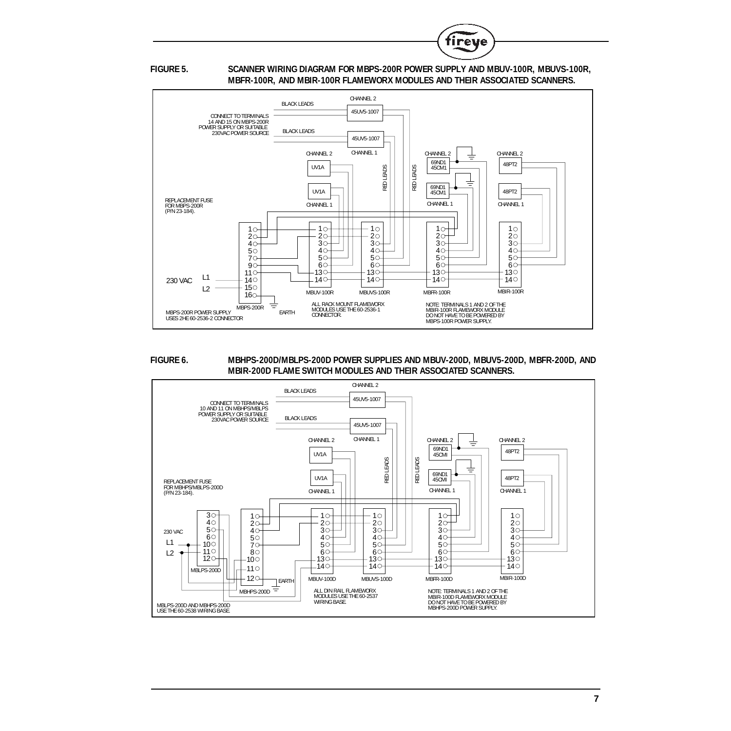**FIGURE 5.** **SCANNER WIRING DIAGRAM FOR MBPS-200R POWER SUPPLY AND MBUV-100R, MBUVS-100R, MBFR-100R, AND MBIR-100R FLAMEWORX MODULES AND THEIR ASSOCIATED SCANNERS.**

CONNECT TO TERMINALS 14 AND 15 ON MBPS-200R POWER SUPPLY OR SUITABLE 230VAC POWER SOURCE

BLACK LEADS

CHANNEL 2 45UV5-1007

CHANNEL 1 45UV5-1007

RED LEADS

CHANNEL 2 UV1A

CHANNEL 1 UV1A

CHANNEL 2 69ND1 45CM1

CHANNEL 1 69ND1 45CM1

CHANNEL 2 48PT2

CHANNEL 1 48PT2

REPLACEMENT FUSE FOR MBPS-200R (P/N 23-184).

230 VAC L1 L2

MBPS-200R: 1, 2, 4, 5, 7, 9, 11, 14, 15, 16

MBUV-100R: 1, 2, 3, 4, 5, 6, 13, 14

MBUVS-100R: 1, 2, 3, 4, 5, 6, 13, 14

MBFR-100R: 1, 2, 3, 4, 5, 6, 13, 14

MBIR-100R: 1, 2, 3, 4, 5, 6, 13, 14

EARTH

MBPS-200R POWER SUPPLY USES 2HE 60-2536-2 CONNECTOR

ALL RACK MOUNT FLAMEWORX MODULES USE THE 60-2536-1 CONNECTOR.

NOTE: TERMINALS 1 AND 2 OF THE MBIR-100R FLAMEWORX MODULE DO NOT HAVE TO BE POWERED BY MBPS-100R POWER SUPPLY.

**FIGURE 6.** **MBHPS-200D/MBLPS-200D POWER SUPPLIES AND MBUV-200D, MBUV5-200D, MBFR-200D, AND MBIR-200D FLAME SWITCH MODULES AND THEIR ASSOCIATED SCANNERS.**

CONNECT TO TERMINALS 10 AND 11 ON MBHPS/MBLPS POWER SUPPLY OR SUITABLE 230VAC POWER SOURCE

BLACK LEADS

CHANNEL 2 45UV5-1007

CHANNEL 1 45UV5-1007

RED LEADS

CHANNEL 2 UV1A

CHANNEL 1 UV1A

CHANNEL 2 69ND1 45CMI

CHANNEL 1 69ND1 45CMI

CHANNEL 2 48PT2

CHANNEL 1 48PT2

REPLACEMENT FUSE FOR MBHPS/MBLPS-200D (P/N 23-184).

230 VAC L1 L2

MBLPS-200D: 3, 4, 5, 6, 10, 11, 12

MBHPS-200D: 1, 2, 4, 5, 7, 8, 10, 11, 12

MBUV-100D: 1, 2, 3, 4, 5, 6, 13, 14

MBUVS-100D: 1, 2, 3, 4, 5, 6, 13, 14

MBFR-100D: 1, 2, 3, 4, 5, 6, 13, 14

MBIR-100D: 1, 2, 3, 4, 5, 6, 13, 14

EARTH

MBLPS-200D AND MBHPS-200D USE THE 60-2538 WIRING BASE.

ALL DIN RAIL FLAMEWORX MODULES USE THE 60-2537 WIRING BASE.

NOTE: TERMINALS 1 AND 2 OF THE MBIR-100D FLAMEWORX MODULE DO NOT HAVE TO BE POWERED BY MBHPS-200D POWER SUPPLY.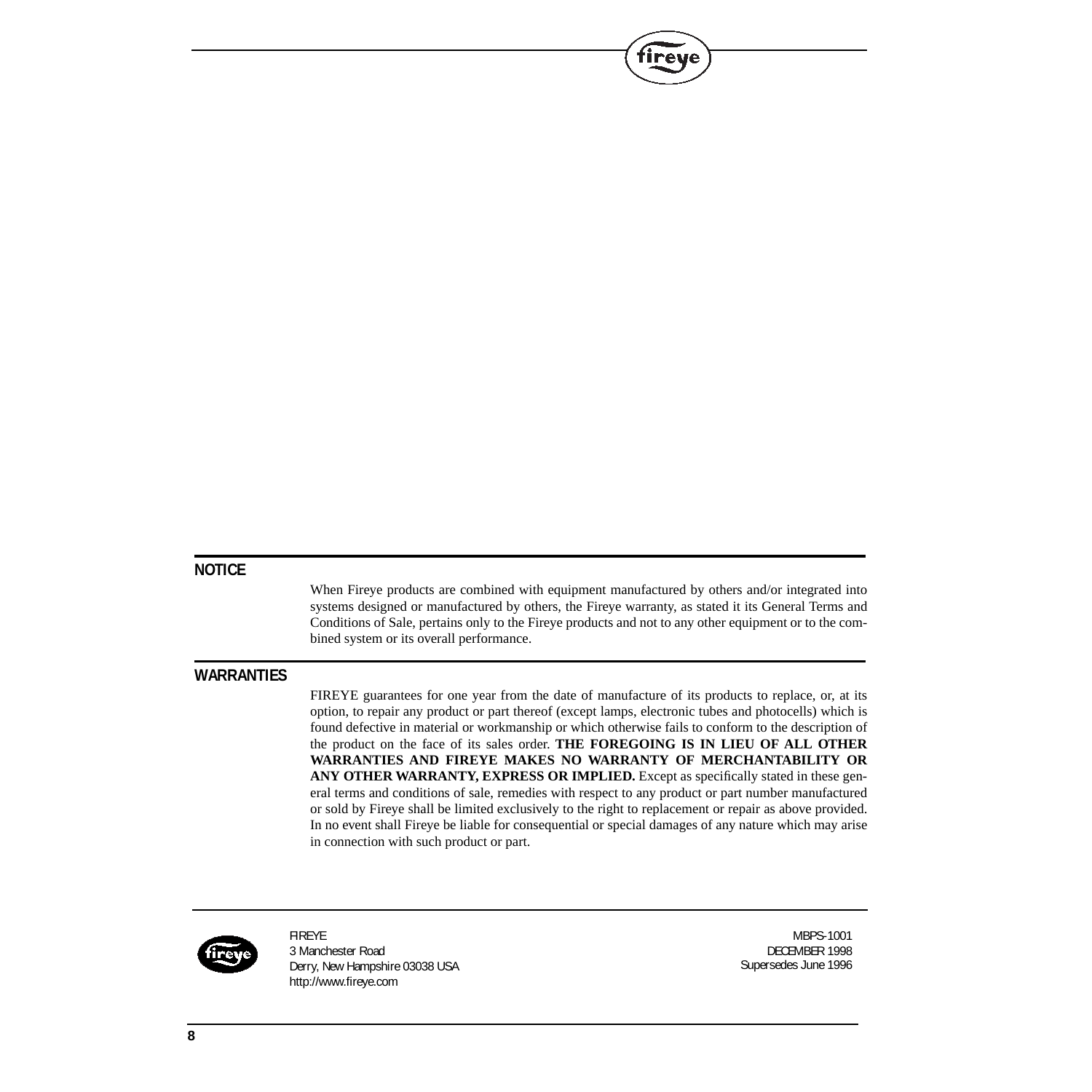## NOTICE

When Fireye products are combined with equipment manufactured by others and/or integrated into systems designed or manufactured by others, the Fireye warranty, as stated it its General Terms and Conditions of Sale, pertains only to the Fireye products and not to any other equipment or to the combined system or its overall performance.

## WARRANTIES

FIREYE guarantees for one year from the date of manufacture of its products to replace, or, at its option, to repair any product or part thereof (except lamps, electronic tubes and photocells) which is found defective in material or workmanship or which otherwise fails to conform to the description of the product on the face of its sales order. **THE FOREGOING IS IN LIEU OF ALL OTHER WARRANTIES AND FIREYE MAKES NO WARRANTY OF MERCHANTABILITY OR ANY OTHER WARRANTY, EXPRESS OR IMPLIED.** Except as specifically stated in these general terms and conditions of sale, remedies with respect to any product or part number manufactured or sold by Fireye shall be limited exclusively to the right to replacement or repair as above provided. In no event shall Fireye be liable for consequential or special damages of any nature which may arise in connection with such product or part.

FIREYE
3 Manchester Road
Derry, New Hampshire 03038 USA
http://www.fireye.com

MBPS-1001
DECEMBER 1998
Supersedes June 1996